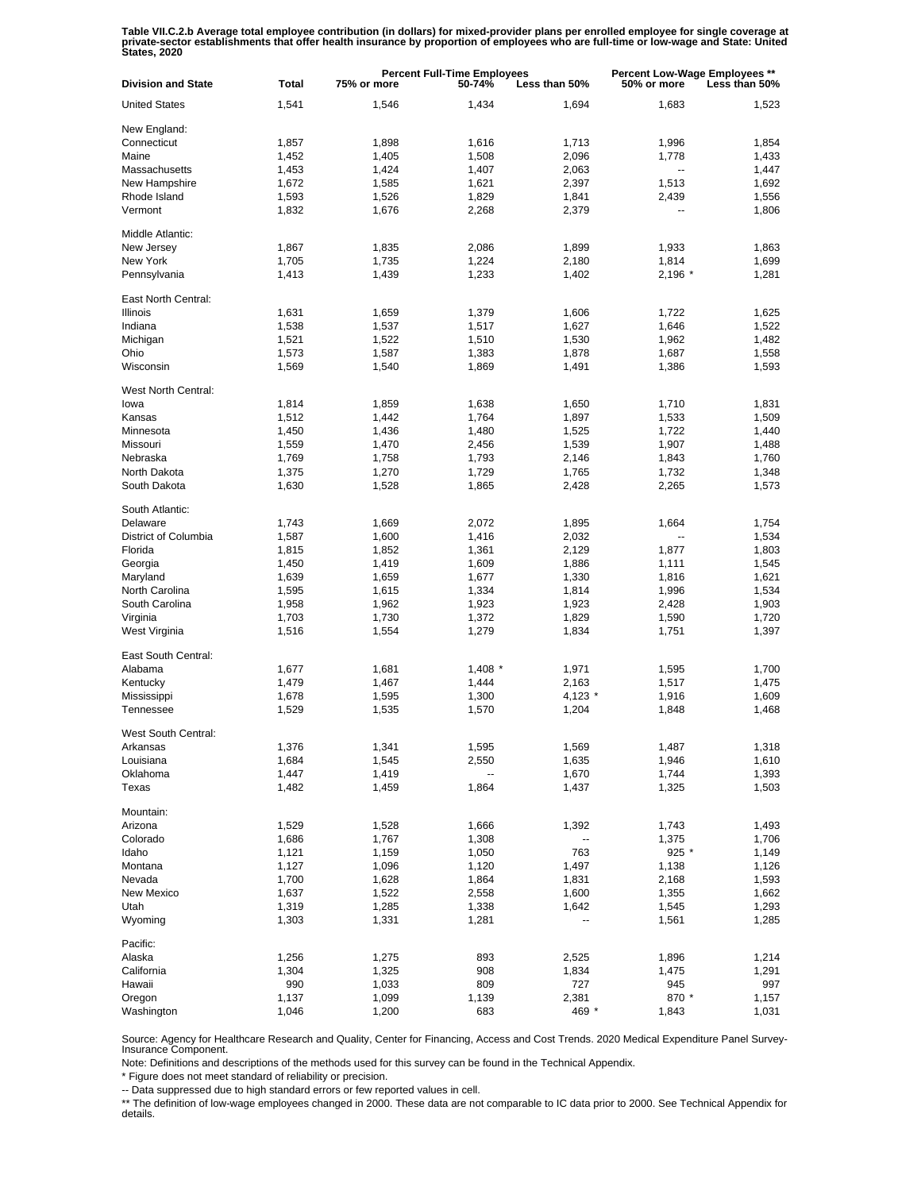**Table VII.C.2.b Average total employee contribution (in dollars) for mixed-provider plans per enrolled employee for single coverage at private-sector establishments that offer health insurance by proportion of employees who are full-time or low-wage and State: United States, 2020**

| Division and State | Total | Percent Full-Time Employees 75% or more | 50-74% | Less than 50% | Percent Low-Wage Employees ** 50% or more | Less than 50% |
|---|---|---|---|---|---|---|
| United States | 1,541 | 1,546 | 1,434 | 1,694 | 1,683 | 1,523 |
| New England: | | | | | | |
| Connecticut | 1,857 | 1,898 | 1,616 | 1,713 | 1,996 | 1,854 |
| Maine | 1,452 | 1,405 | 1,508 | 2,096 | 1,778 | 1,433 |
| Massachusetts | 1,453 | 1,424 | 1,407 | 2,063 | -- | 1,447 |
| New Hampshire | 1,672 | 1,585 | 1,621 | 2,397 | 1,513 | 1,692 |
| Rhode Island | 1,593 | 1,526 | 1,829 | 1,841 | 2,439 | 1,556 |
| Vermont | 1,832 | 1,676 | 2,268 | 2,379 | -- | 1,806 |
| Middle Atlantic: | | | | | | |
| New Jersey | 1,867 | 1,835 | 2,086 | 1,899 | 1,933 | 1,863 |
| New York | 1,705 | 1,735 | 1,224 | 2,180 | 1,814 | 1,699 |
| Pennsylvania | 1,413 | 1,439 | 1,233 | 1,402 | 2,196 * | 1,281 |
| East North Central: | | | | | | |
| Illinois | 1,631 | 1,659 | 1,379 | 1,606 | 1,722 | 1,625 |
| Indiana | 1,538 | 1,537 | 1,517 | 1,627 | 1,646 | 1,522 |
| Michigan | 1,521 | 1,522 | 1,510 | 1,530 | 1,962 | 1,482 |
| Ohio | 1,573 | 1,587 | 1,383 | 1,878 | 1,687 | 1,558 |
| Wisconsin | 1,569 | 1,540 | 1,869 | 1,491 | 1,386 | 1,593 |
| West North Central: | | | | | | |
| Iowa | 1,814 | 1,859 | 1,638 | 1,650 | 1,710 | 1,831 |
| Kansas | 1,512 | 1,442 | 1,764 | 1,897 | 1,533 | 1,509 |
| Minnesota | 1,450 | 1,436 | 1,480 | 1,525 | 1,722 | 1,440 |
| Missouri | 1,559 | 1,470 | 2,456 | 1,539 | 1,907 | 1,488 |
| Nebraska | 1,769 | 1,758 | 1,793 | 2,146 | 1,843 | 1,760 |
| North Dakota | 1,375 | 1,270 | 1,729 | 1,765 | 1,732 | 1,348 |
| South Dakota | 1,630 | 1,528 | 1,865 | 2,428 | 2,265 | 1,573 |
| South Atlantic: | | | | | | |
| Delaware | 1,743 | 1,669 | 2,072 | 1,895 | 1,664 | 1,754 |
| District of Columbia | 1,587 | 1,600 | 1,416 | 2,032 | -- | 1,534 |
| Florida | 1,815 | 1,852 | 1,361 | 2,129 | 1,877 | 1,803 |
| Georgia | 1,450 | 1,419 | 1,609 | 1,886 | 1,111 | 1,545 |
| Maryland | 1,639 | 1,659 | 1,677 | 1,330 | 1,816 | 1,621 |
| North Carolina | 1,595 | 1,615 | 1,334 | 1,814 | 1,996 | 1,534 |
| South Carolina | 1,958 | 1,962 | 1,923 | 1,923 | 2,428 | 1,903 |
| Virginia | 1,703 | 1,730 | 1,372 | 1,829 | 1,590 | 1,720 |
| West Virginia | 1,516 | 1,554 | 1,279 | 1,834 | 1,751 | 1,397 |
| East South Central: | | | | | | |
| Alabama | 1,677 | 1,681 | 1,408 * | 1,971 | 1,595 | 1,700 |
| Kentucky | 1,479 | 1,467 | 1,444 | 2,163 | 1,517 | 1,475 |
| Mississippi | 1,678 | 1,595 | 1,300 | 4,123 * | 1,916 | 1,609 |
| Tennessee | 1,529 | 1,535 | 1,570 | 1,204 | 1,848 | 1,468 |
| West South Central: | | | | | | |
| Arkansas | 1,376 | 1,341 | 1,595 | 1,569 | 1,487 | 1,318 |
| Louisiana | 1,684 | 1,545 | 2,550 | 1,635 | 1,946 | 1,610 |
| Oklahoma | 1,447 | 1,419 | -- | 1,670 | 1,744 | 1,393 |
| Texas | 1,482 | 1,459 | 1,864 | 1,437 | 1,325 | 1,503 |
| Mountain: | | | | | | |
| Arizona | 1,529 | 1,528 | 1,666 | 1,392 | 1,743 | 1,493 |
| Colorado | 1,686 | 1,767 | 1,308 | -- | 1,375 | 1,706 |
| Idaho | 1,121 | 1,159 | 1,050 | 763 | 925 * | 1,149 |
| Montana | 1,127 | 1,096 | 1,120 | 1,497 | 1,138 | 1,126 |
| Nevada | 1,700 | 1,628 | 1,864 | 1,831 | 2,168 | 1,593 |
| New Mexico | 1,637 | 1,522 | 2,558 | 1,600 | 1,355 | 1,662 |
| Utah | 1,319 | 1,285 | 1,338 | 1,642 | 1,545 | 1,293 |
| Wyoming | 1,303 | 1,331 | 1,281 | -- | 1,561 | 1,285 |
| Pacific: | | | | | | |
| Alaska | 1,256 | 1,275 | 893 | 2,525 | 1,896 | 1,214 |
| California | 1,304 | 1,325 | 908 | 1,834 | 1,475 | 1,291 |
| Hawaii | 990 | 1,033 | 809 | 727 | 945 | 997 |
| Oregon | 1,137 | 1,099 | 1,139 | 2,381 | 870 * | 1,157 |
| Washington | 1,046 | 1,200 | 683 | 469 * | 1,843 | 1,031 |

Source: Agency for Healthcare Research and Quality, Center for Financing, Access and Cost Trends. 2020 Medical Expenditure Panel Survey-Insurance Component.

Note: Definitions and descriptions of the methods used for this survey can be found in the Technical Appendix.

* Figure does not meet standard of reliability or precision.

-- Data suppressed due to high standard errors or few reported values in cell.

** The definition of low-wage employees changed in 2000. These data are not comparable to IC data prior to 2000. See Technical Appendix for details.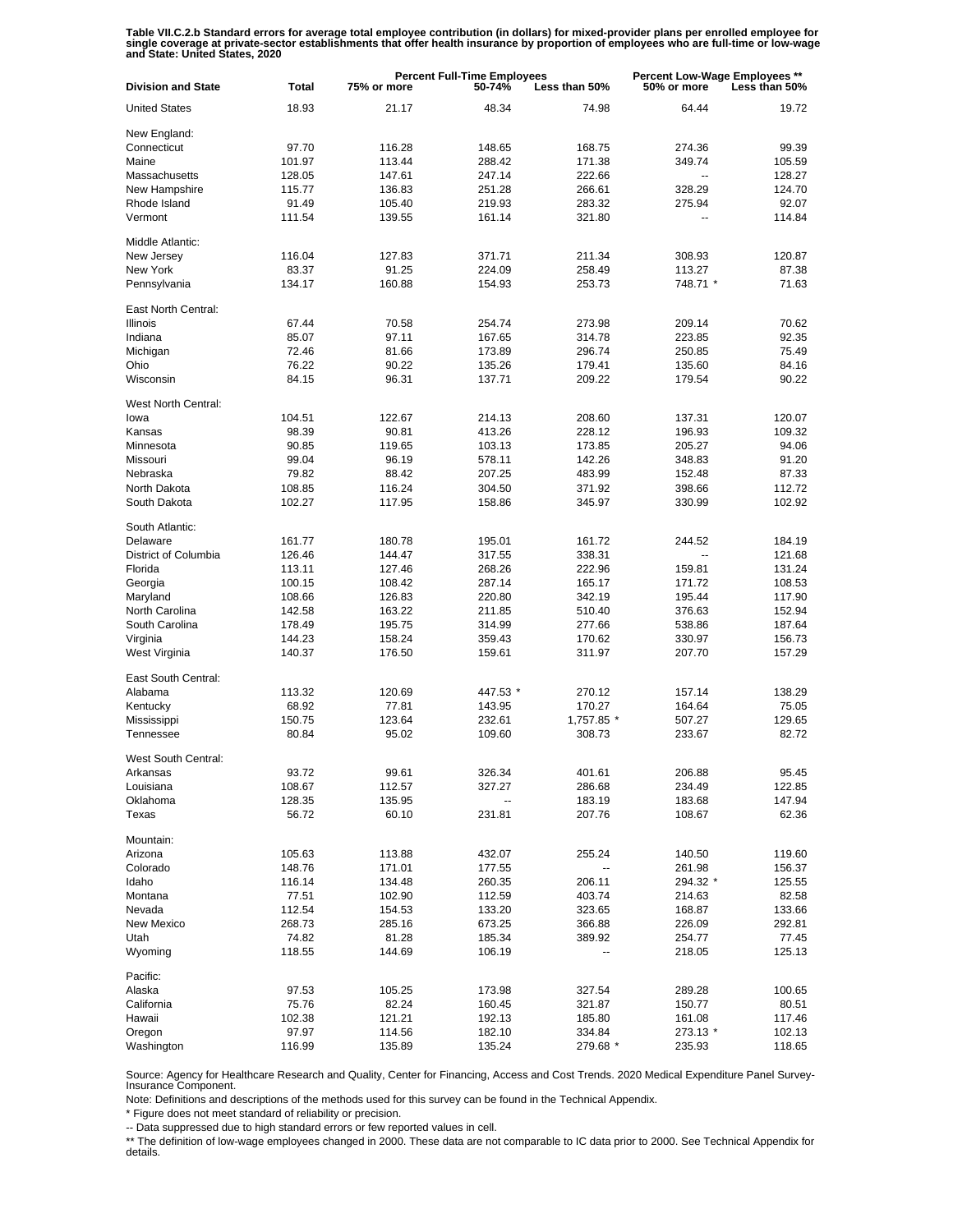**Table VII.C.2.b Standard errors for average total employee contribution (in dollars) for mixed-provider plans per enrolled employee for single coverage at private-sector establishments that offer health insurance by proportion of employees who are full-time or low-wage and State: United States, 2020**

| Division and State | Total | Percent Full-Time Employees 75% or more | 50-74% | Less than 50% | Percent Low-Wage Employees ** 50% or more | Less than 50% |
|---|---|---|---|---|---|---|
| United States | 18.93 | 21.17 | 48.34 | 74.98 | 64.44 | 19.72 |
| New England: | | | | | | |
| Connecticut | 97.70 | 116.28 | 148.65 | 168.75 | 274.36 | 99.39 |
| Maine | 101.97 | 113.44 | 288.42 | 171.38 | 349.74 | 105.59 |
| Massachusetts | 128.05 | 147.61 | 247.14 | 222.66 | -- | 128.27 |
| New Hampshire | 115.77 | 136.83 | 251.28 | 266.61 | 328.29 | 124.70 |
| Rhode Island | 91.49 | 105.40 | 219.93 | 283.32 | 275.94 | 92.07 |
| Vermont | 111.54 | 139.55 | 161.14 | 321.80 | -- | 114.84 |
| Middle Atlantic: | | | | | | |
| New Jersey | 116.04 | 127.83 | 371.71 | 211.34 | 308.93 | 120.87 |
| New York | 83.37 | 91.25 | 224.09 | 258.49 | 113.27 | 87.38 |
| Pennsylvania | 134.17 | 160.88 | 154.93 | 253.73 | 748.71 * | 71.63 |
| East North Central: | | | | | | |
| Illinois | 67.44 | 70.58 | 254.74 | 273.98 | 209.14 | 70.62 |
| Indiana | 85.07 | 97.11 | 167.65 | 314.78 | 223.85 | 92.35 |
| Michigan | 72.46 | 81.66 | 173.89 | 296.74 | 250.85 | 75.49 |
| Ohio | 76.22 | 90.22 | 135.26 | 179.41 | 135.60 | 84.16 |
| Wisconsin | 84.15 | 96.31 | 137.71 | 209.22 | 179.54 | 90.22 |
| West North Central: | | | | | | |
| Iowa | 104.51 | 122.67 | 214.13 | 208.60 | 137.31 | 120.07 |
| Kansas | 98.39 | 90.81 | 413.26 | 228.12 | 196.93 | 109.32 |
| Minnesota | 90.85 | 119.65 | 103.13 | 173.85 | 205.27 | 94.06 |
| Missouri | 99.04 | 96.19 | 578.11 | 142.26 | 348.83 | 91.20 |
| Nebraska | 79.82 | 88.42 | 207.25 | 483.99 | 152.48 | 87.33 |
| North Dakota | 108.85 | 116.24 | 304.50 | 371.92 | 398.66 | 112.72 |
| South Dakota | 102.27 | 117.95 | 158.86 | 345.97 | 330.99 | 102.92 |
| South Atlantic: | | | | | | |
| Delaware | 161.77 | 180.78 | 195.01 | 161.72 | 244.52 | 184.19 |
| District of Columbia | 126.46 | 144.47 | 317.55 | 338.31 | -- | 121.68 |
| Florida | 113.11 | 127.46 | 268.26 | 222.96 | 159.81 | 131.24 |
| Georgia | 100.15 | 108.42 | 287.14 | 165.17 | 171.72 | 108.53 |
| Maryland | 108.66 | 126.83 | 220.80 | 342.19 | 195.44 | 117.90 |
| North Carolina | 142.58 | 163.22 | 211.85 | 510.40 | 376.63 | 152.94 |
| South Carolina | 178.49 | 195.75 | 314.99 | 277.66 | 538.86 | 187.64 |
| Virginia | 144.23 | 158.24 | 359.43 | 170.62 | 330.97 | 156.73 |
| West Virginia | 140.37 | 176.50 | 159.61 | 311.97 | 207.70 | 157.29 |
| East South Central: | | | | | | |
| Alabama | 113.32 | 120.69 | 447.53 * | 270.12 | 157.14 | 138.29 |
| Kentucky | 68.92 | 77.81 | 143.95 | 170.27 | 164.64 | 75.05 |
| Mississippi | 150.75 | 123.64 | 232.61 | 1,757.85 * | 507.27 | 129.65 |
| Tennessee | 80.84 | 95.02 | 109.60 | 308.73 | 233.67 | 82.72 |
| West South Central: | | | | | | |
| Arkansas | 93.72 | 99.61 | 326.34 | 401.61 | 206.88 | 95.45 |
| Louisiana | 108.67 | 112.57 | 327.27 | 286.68 | 234.49 | 122.85 |
| Oklahoma | 128.35 | 135.95 | -- | 183.19 | 183.68 | 147.94 |
| Texas | 56.72 | 60.10 | 231.81 | 207.76 | 108.67 | 62.36 |
| Mountain: | | | | | | |
| Arizona | 105.63 | 113.88 | 432.07 | 255.24 | 140.50 | 119.60 |
| Colorado | 148.76 | 171.01 | 177.55 | -- | 261.98 | 156.37 |
| Idaho | 116.14 | 134.48 | 260.35 | 206.11 | 294.32 * | 125.55 |
| Montana | 77.51 | 102.90 | 112.59 | 403.74 | 214.63 | 82.58 |
| Nevada | 112.54 | 154.53 | 133.20 | 323.65 | 168.87 | 133.66 |
| New Mexico | 268.73 | 285.16 | 673.25 | 366.88 | 226.09 | 292.81 |
| Utah | 74.82 | 81.28 | 185.34 | 389.92 | 254.77 | 77.45 |
| Wyoming | 118.55 | 144.69 | 106.19 | -- | 218.05 | 125.13 |
| Pacific: | | | | | | |
| Alaska | 97.53 | 105.25 | 173.98 | 327.54 | 289.28 | 100.65 |
| California | 75.76 | 82.24 | 160.45 | 321.87 | 150.77 | 80.51 |
| Hawaii | 102.38 | 121.21 | 192.13 | 185.80 | 161.08 | 117.46 |
| Oregon | 97.97 | 114.56 | 182.10 | 334.84 | 273.13 * | 102.13 |
| Washington | 116.99 | 135.89 | 135.24 | 279.68 * | 235.93 | 118.65 |

Source: Agency for Healthcare Research and Quality, Center for Financing, Access and Cost Trends. 2020 Medical Expenditure Panel Survey-Insurance Component.

Note: Definitions and descriptions of the methods used for this survey can be found in the Technical Appendix.

* Figure does not meet standard of reliability or precision.

-- Data suppressed due to high standard errors or few reported values in cell.

** The definition of low-wage employees changed in 2000. These data are not comparable to IC data prior to 2000. See Technical Appendix for details.